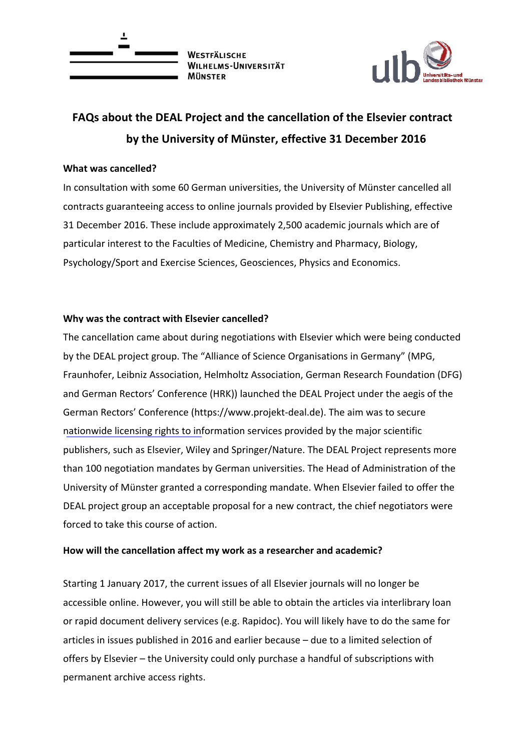# FAQs about the DEAL Project and the cancellation of the Elsevier contract by the University of Münster, effective 31 December 2016

**What was cancelled?**

In consultation with some 60 German universities, the University of Münster cancelled all contracts guaranteeing access to online journals provided by Elsevier Publishing, effective 31 December 2016. These include approximately 2,500 academic journals which are of particular interest to the Faculties of Medicine, Chemistry and Pharmacy, Biology, Psychology/Sport and Exercise Sciences, Geosciences, Physics and Economics.

**Why was the contract with Elsevier cancelled?**

The cancellation came about during negotiations with Elsevier which were being conducted by the DEAL project group. The "Alliance of Science Organisations in Germany" (MPG, Fraunhofer, Leibniz Association, Helmholtz Association, German Research Foundation (DFG) and German Rectors' Conference (HRK)) launched the DEAL Project under the aegis of the German Rectors' Conference (https://www.projekt-deal.de). The aim was to secure nationwide licensing rights to information services provided by the major scientific publishers, such as Elsevier, Wiley and Springer/Nature. The DEAL Project represents more than 100 negotiation mandates by German universities. The Head of Administration of the University of Münster granted a corresponding mandate. When Elsevier failed to offer the DEAL project group an acceptable proposal for a new contract, the chief negotiators were forced to take this course of action.

**How will the cancellation affect my work as a researcher and academic?**

Starting 1 January 2017, the current issues of all Elsevier journals will no longer be accessible online. However, you will still be able to obtain the articles via interlibrary loan or rapid document delivery services (e.g. Rapidoc). You will likely have to do the same for articles in issues published in 2016 and earlier because – due to a limited selection of offers by Elsevier – the University could only purchase a handful of subscriptions with permanent archive access rights.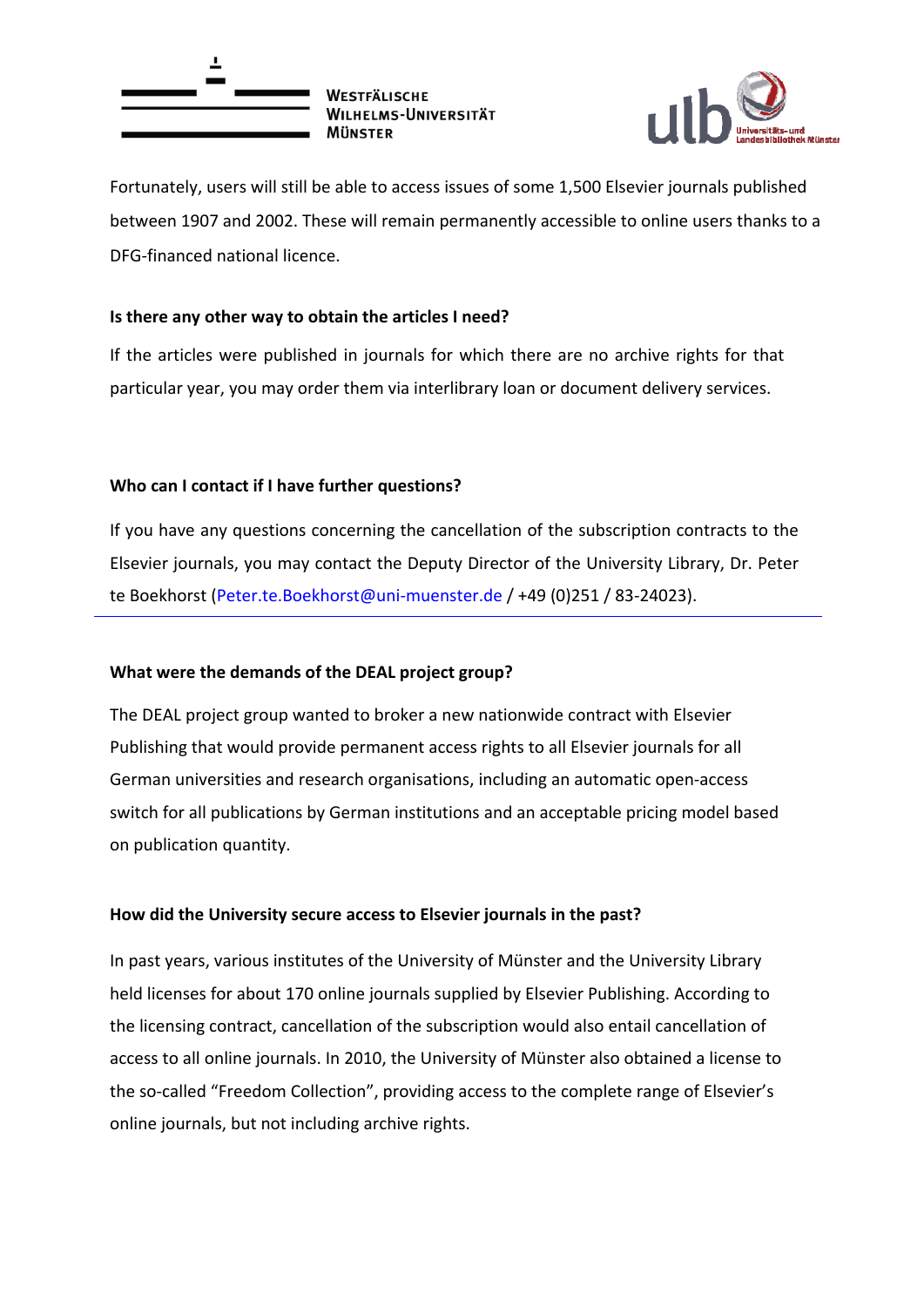Fortunately, users will still be able to access issues of some 1,500 Elsevier journals published between 1907 and 2002. These will remain permanently accessible to online users thanks to a DFG-financed national licence.

**Is there any other way to obtain the articles I need?**

If the articles were published in journals for which there are no archive rights for that particular year, you may order them via interlibrary loan or document delivery services.

**Who can I contact if I have further questions?**

If you have any questions concerning the cancellation of the subscription contracts to the Elsevier journals, you may contact the Deputy Director of the University Library, Dr. Peter te Boekhorst (Peter.te.Boekhorst@uni-muenster.de / +49 (0)251 / 83-24023).

---

**What were the demands of the DEAL project group?**

The DEAL project group wanted to broker a new nationwide contract with Elsevier Publishing that would provide permanent access rights to all Elsevier journals for all German universities and research organisations, including an automatic open-access switch for all publications by German institutions and an acceptable pricing model based on publication quantity.

**How did the University secure access to Elsevier journals in the past?**

In past years, various institutes of the University of Münster and the University Library held licenses for about 170 online journals supplied by Elsevier Publishing. According to the licensing contract, cancellation of the subscription would also entail cancellation of access to all online journals. In 2010, the University of Münster also obtained a license to the so-called "Freedom Collection", providing access to the complete range of Elsevier's online journals, but not including archive rights.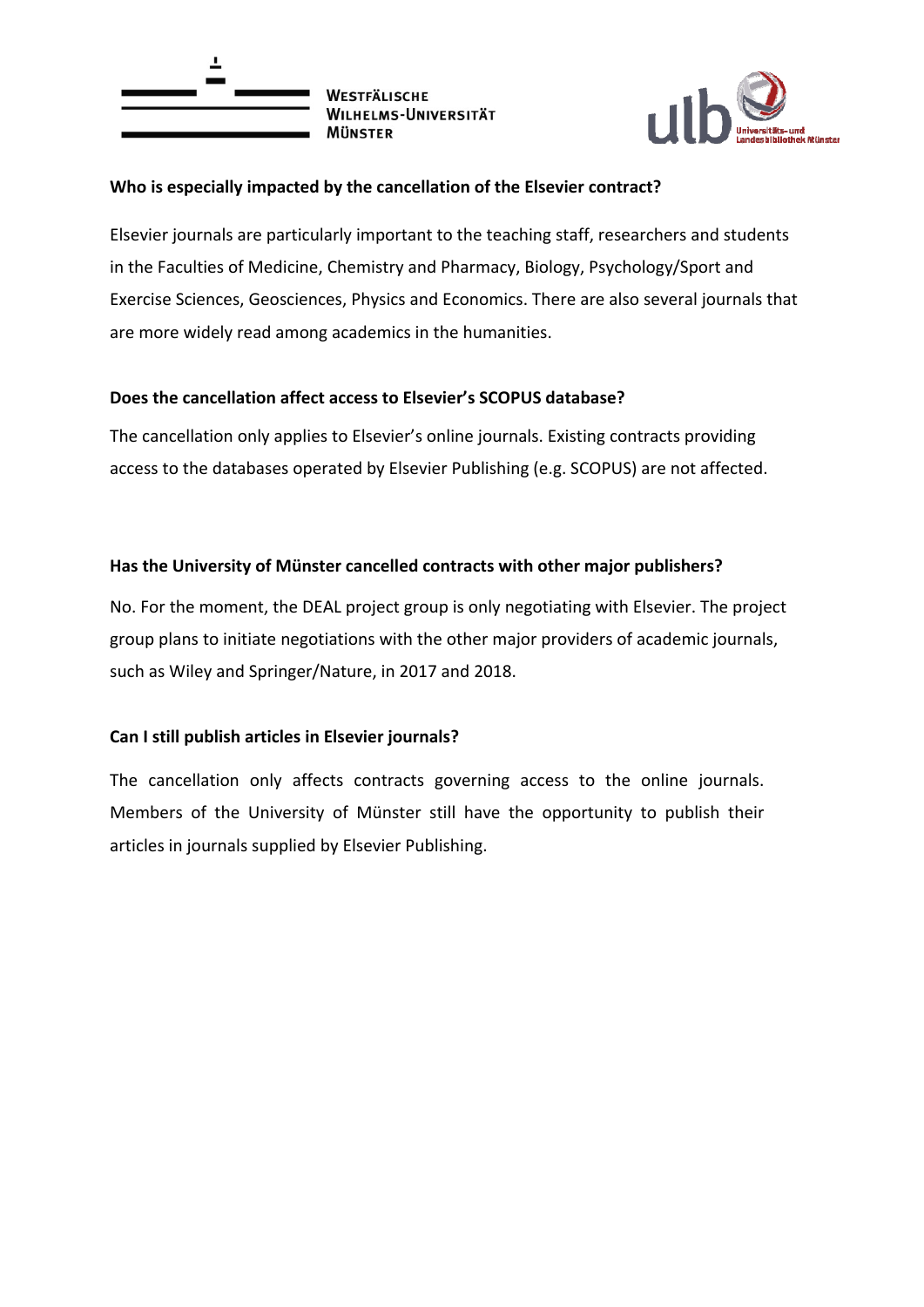**Who is especially impacted by the cancellation of the Elsevier contract?**

Elsevier journals are particularly important to the teaching staff, researchers and students in the Faculties of Medicine, Chemistry and Pharmacy, Biology, Psychology/Sport and Exercise Sciences, Geosciences, Physics and Economics. There are also several journals that are more widely read among academics in the humanities.

**Does the cancellation affect access to Elsevier's SCOPUS database?**

The cancellation only applies to Elsevier's online journals. Existing contracts providing access to the databases operated by Elsevier Publishing (e.g. SCOPUS) are not affected.

**Has the University of Münster cancelled contracts with other major publishers?**

No. For the moment, the DEAL project group is only negotiating with Elsevier. The project group plans to initiate negotiations with the other major providers of academic journals, such as Wiley and Springer/Nature, in 2017 and 2018.

**Can I still publish articles in Elsevier journals?**

The cancellation only affects contracts governing access to the online journals. Members of the University of Münster still have the opportunity to publish their articles in journals supplied by Elsevier Publishing.